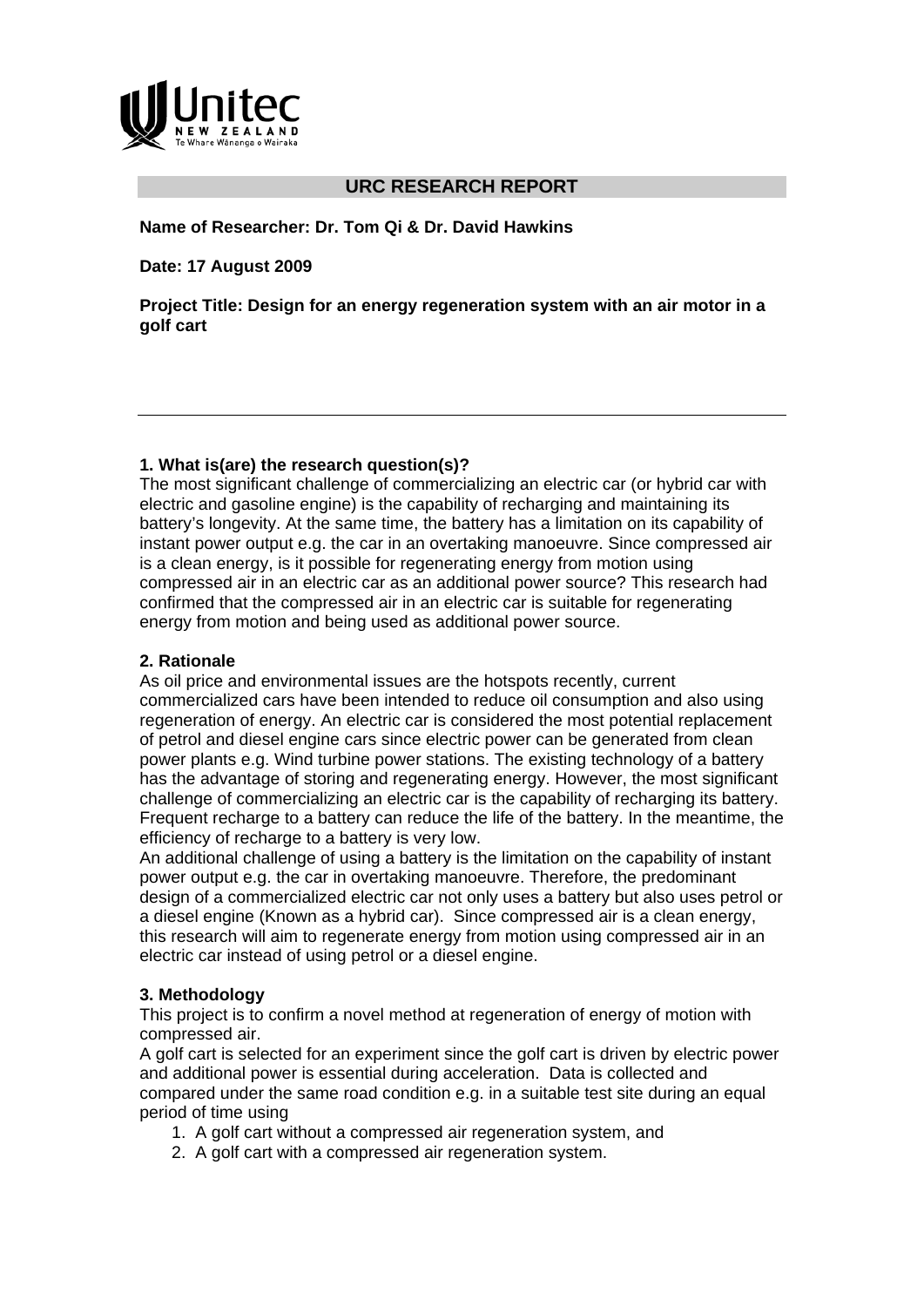## URC RESEARCH REPORT

**Name of Researcher: Dr. Tom Qi & Dr. David Hawkins**

**Date: 17 August 2009**

**Project Title: Design for an energy regeneration system with an air motor in a golf cart**

---

### 1. What is(are) the research question(s)?

The most significant challenge of commercializing an electric car (or hybrid car with electric and gasoline engine) is the capability of recharging and maintaining its battery's longevity. At the same time, the battery has a limitation on its capability of instant power output e.g. the car in an overtaking manoeuvre. Since compressed air is a clean energy, is it possible for regenerating energy from motion using compressed air in an electric car as an additional power source? This research had confirmed that the compressed air in an electric car is suitable for regenerating energy from motion and being used as additional power source.

### 2. Rationale

As oil price and environmental issues are the hotspots recently, current commercialized cars have been intended to reduce oil consumption and also using regeneration of energy. An electric car is considered the most potential replacement of petrol and diesel engine cars since electric power can be generated from clean power plants e.g. Wind turbine power stations. The existing technology of a battery has the advantage of storing and regenerating energy. However, the most significant challenge of commercializing an electric car is the capability of recharging its battery. Frequent recharge to a battery can reduce the life of the battery. In the meantime, the efficiency of recharge to a battery is very low.

An additional challenge of using a battery is the limitation on the capability of instant power output e.g. the car in overtaking manoeuvre. Therefore, the predominant design of a commercialized electric car not only uses a battery but also uses petrol or a diesel engine (Known as a hybrid car). Since compressed air is a clean energy, this research will aim to regenerate energy from motion using compressed air in an electric car instead of using petrol or a diesel engine.

### 3. Methodology

This project is to confirm a novel method at regeneration of energy of motion with compressed air.

A golf cart is selected for an experiment since the golf cart is driven by electric power and additional power is essential during acceleration. Data is collected and compared under the same road condition e.g. in a suitable test site during an equal period of time using

1. A golf cart without a compressed air regeneration system, and
2. A golf cart with a compressed air regeneration system.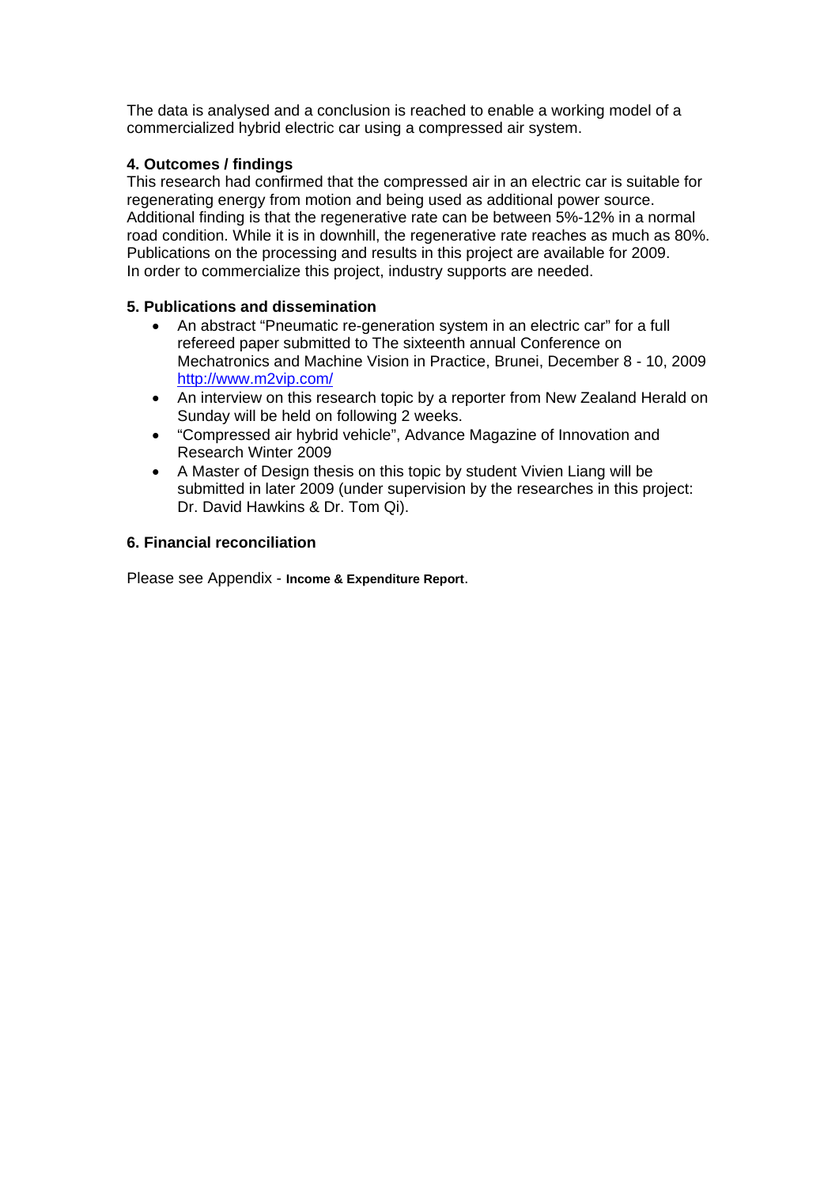The data is analysed and a conclusion is reached to enable a working model of a commercialized hybrid electric car using a compressed air system.

### 4. Outcomes / findings

This research had confirmed that the compressed air in an electric car is suitable for regenerating energy from motion and being used as additional power source. Additional finding is that the regenerative rate can be between 5%-12% in a normal road condition. While it is in downhill, the regenerative rate reaches as much as 80%. Publications on the processing and results in this project are available for 2009. In order to commercialize this project, industry supports are needed.

### 5. Publications and dissemination

- An abstract "Pneumatic re-generation system in an electric car" for a full refereed paper submitted to The sixteenth annual Conference on Mechatronics and Machine Vision in Practice, Brunei, December 8 - 10, 2009 http://www.m2vip.com/
- An interview on this research topic by a reporter from New Zealand Herald on Sunday will be held on following 2 weeks.
- "Compressed air hybrid vehicle", Advance Magazine of Innovation and Research Winter 2009
- A Master of Design thesis on this topic by student Vivien Liang will be submitted in later 2009 (under supervision by the researches in this project: Dr. David Hawkins & Dr. Tom Qi).

### 6. Financial reconciliation

Please see Appendix - **Income & Expenditure Report**.